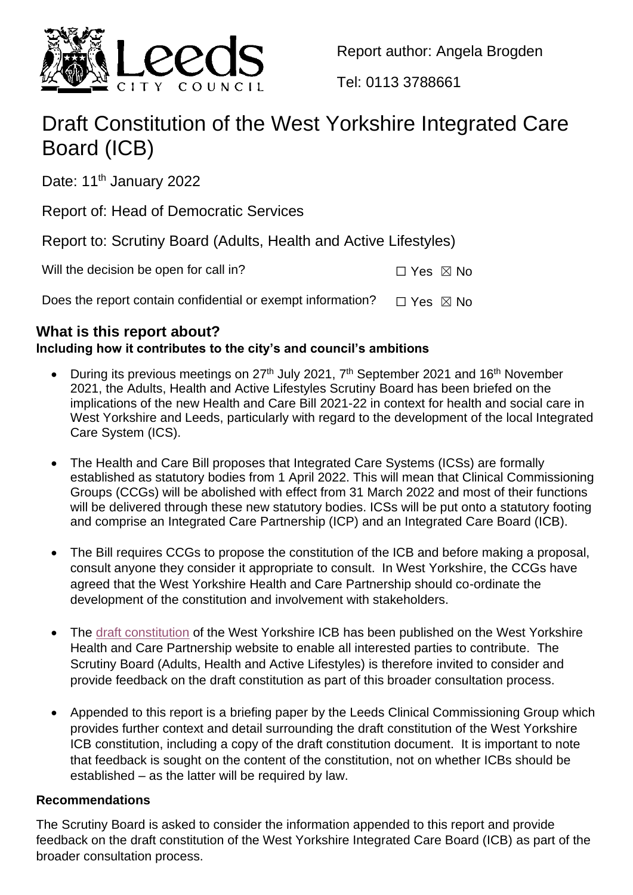Report author: Angela Brogden

Tel: 0113 3788661

# Draft Constitution of the West Yorkshire Integrated Care Board (ICB)

Date: 11th January 2022

Report of: Head of Democratic Services

Report to: Scrutiny Board (Adults, Health and Active Lifestyles)

Will the decision be open for call in? ☐ Yes ☒ No

Does the report contain confidential or exempt information? ☐ Yes ☒ No

## What is this report about?

**Including how it contributes to the city's and council's ambitions**

- During its previous meetings on 27th July 2021, 7th September 2021 and 16th November 2021, the Adults, Health and Active Lifestyles Scrutiny Board has been briefed on the implications of the new Health and Care Bill 2021-22 in context for health and social care in West Yorkshire and Leeds, particularly with regard to the development of the local Integrated Care System (ICS).

- The Health and Care Bill proposes that Integrated Care Systems (ICSs) are formally established as statutory bodies from 1 April 2022. This will mean that Clinical Commissioning Groups (CCGs) will be abolished with effect from 31 March 2022 and most of their functions will be delivered through these new statutory bodies. ICSs will be put onto a statutory footing and comprise an Integrated Care Partnership (ICP) and an Integrated Care Board (ICB).

- The Bill requires CCGs to propose the constitution of the ICB and before making a proposal, consult anyone they consider it appropriate to consult. In West Yorkshire, the CCGs have agreed that the West Yorkshire Health and Care Partnership should co-ordinate the development of the constitution and involvement with stakeholders.

- The draft constitution of the West Yorkshire ICB has been published on the West Yorkshire Health and Care Partnership website to enable all interested parties to contribute. The Scrutiny Board (Adults, Health and Active Lifestyles) is therefore invited to consider and provide feedback on the draft constitution as part of this broader consultation process.

- Appended to this report is a briefing paper by the Leeds Clinical Commissioning Group which provides further context and detail surrounding the draft constitution of the West Yorkshire ICB constitution, including a copy of the draft constitution document. It is important to note that feedback is sought on the content of the constitution, not on whether ICBs should be established – as the latter will be required by law.

### Recommendations

The Scrutiny Board is asked to consider the information appended to this report and provide feedback on the draft constitution of the West Yorkshire Integrated Care Board (ICB) as part of the broader consultation process.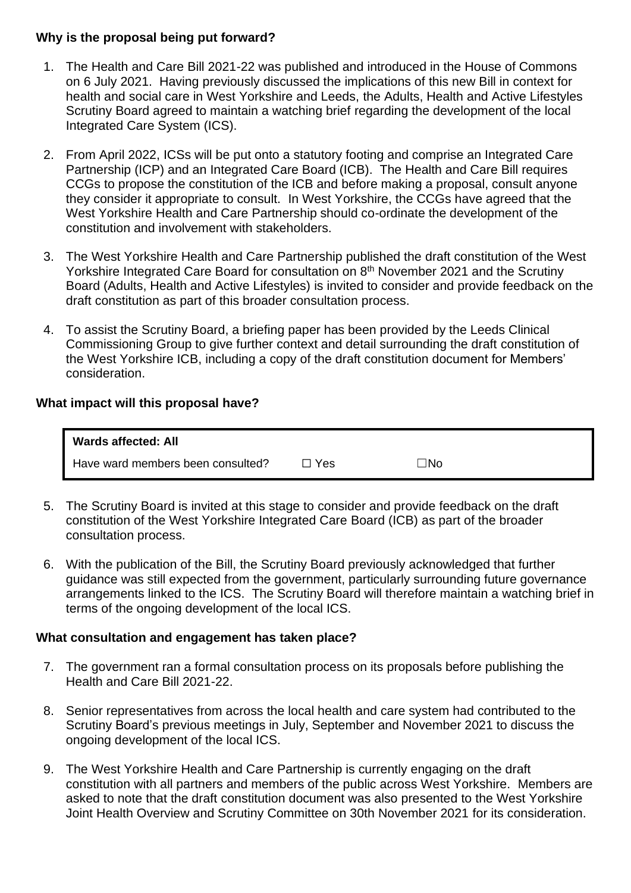**Why is the proposal being put forward?**

1. The Health and Care Bill 2021-22 was published and introduced in the House of Commons on 6 July 2021. Having previously discussed the implications of this new Bill in context for health and social care in West Yorkshire and Leeds, the Adults, Health and Active Lifestyles Scrutiny Board agreed to maintain a watching brief regarding the development of the local Integrated Care System (ICS).

2. From April 2022, ICSs will be put onto a statutory footing and comprise an Integrated Care Partnership (ICP) and an Integrated Care Board (ICB). The Health and Care Bill requires CCGs to propose the constitution of the ICB and before making a proposal, consult anyone they consider it appropriate to consult. In West Yorkshire, the CCGs have agreed that the West Yorkshire Health and Care Partnership should co-ordinate the development of the constitution and involvement with stakeholders.

3. The West Yorkshire Health and Care Partnership published the draft constitution of the West Yorkshire Integrated Care Board for consultation on 8th November 2021 and the Scrutiny Board (Adults, Health and Active Lifestyles) is invited to consider and provide feedback on the draft constitution as part of this broader consultation process.

4. To assist the Scrutiny Board, a briefing paper has been provided by the Leeds Clinical Commissioning Group to give further context and detail surrounding the draft constitution of the West Yorkshire ICB, including a copy of the draft constitution document for Members' consideration.

**What impact will this proposal have?**

| **Wards affected: All** | | |
|---|---|---|
| Have ward members been consulted? | ☐ Yes | ☐No |

5. The Scrutiny Board is invited at this stage to consider and provide feedback on the draft constitution of the West Yorkshire Integrated Care Board (ICB) as part of the broader consultation process.

6. With the publication of the Bill, the Scrutiny Board previously acknowledged that further guidance was still expected from the government, particularly surrounding future governance arrangements linked to the ICS. The Scrutiny Board will therefore maintain a watching brief in terms of the ongoing development of the local ICS.

**What consultation and engagement has taken place?**

7. The government ran a formal consultation process on its proposals before publishing the Health and Care Bill 2021-22.

8. Senior representatives from across the local health and care system had contributed to the Scrutiny Board's previous meetings in July, September and November 2021 to discuss the ongoing development of the local ICS.

9. The West Yorkshire Health and Care Partnership is currently engaging on the draft constitution with all partners and members of the public across West Yorkshire. Members are asked to note that the draft constitution document was also presented to the West Yorkshire Joint Health Overview and Scrutiny Committee on 30th November 2021 for its consideration.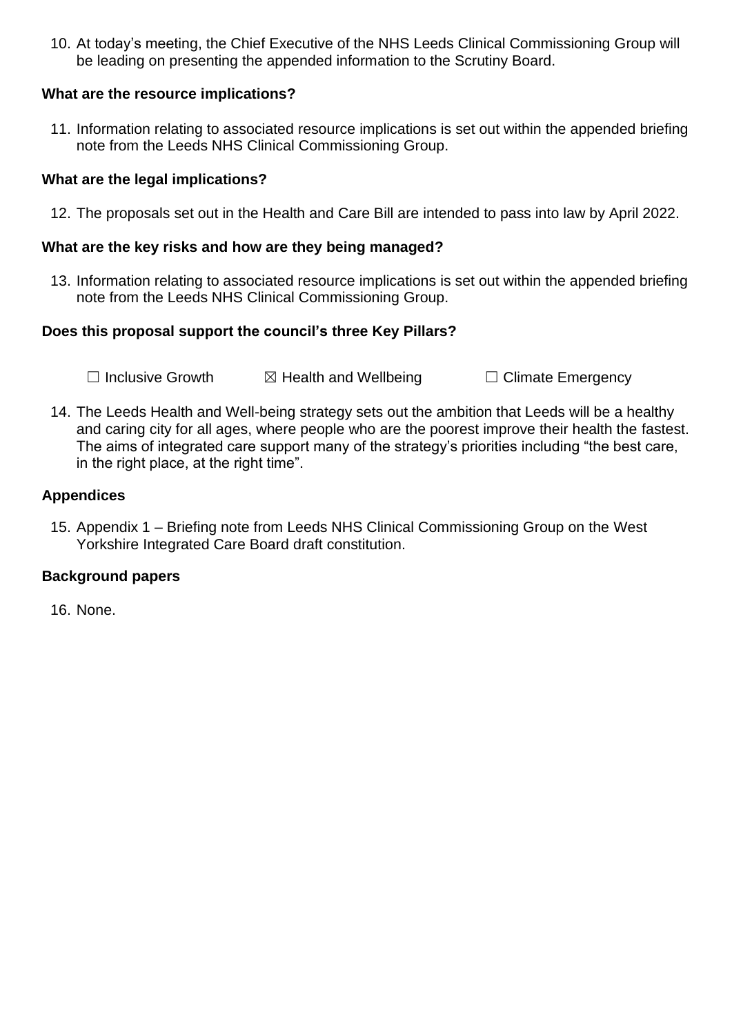10. At today's meeting, the Chief Executive of the NHS Leeds Clinical Commissioning Group will be leading on presenting the appended information to the Scrutiny Board.

**What are the resource implications?**

11. Information relating to associated resource implications is set out within the appended briefing note from the Leeds NHS Clinical Commissioning Group.

**What are the legal implications?**

12. The proposals set out in the Health and Care Bill are intended to pass into law by April 2022.

**What are the key risks and how are they being managed?**

13. Information relating to associated resource implications is set out within the appended briefing note from the Leeds NHS Clinical Commissioning Group.

**Does this proposal support the council's three Key Pillars?**

☐ Inclusive Growth ☒ Health and Wellbeing ☐ Climate Emergency

14. The Leeds Health and Well-being strategy sets out the ambition that Leeds will be a healthy and caring city for all ages, where people who are the poorest improve their health the fastest. The aims of integrated care support many of the strategy's priorities including "the best care, in the right place, at the right time".

**Appendices**

15. Appendix 1 – Briefing note from Leeds NHS Clinical Commissioning Group on the West Yorkshire Integrated Care Board draft constitution.

**Background papers**

16. None.